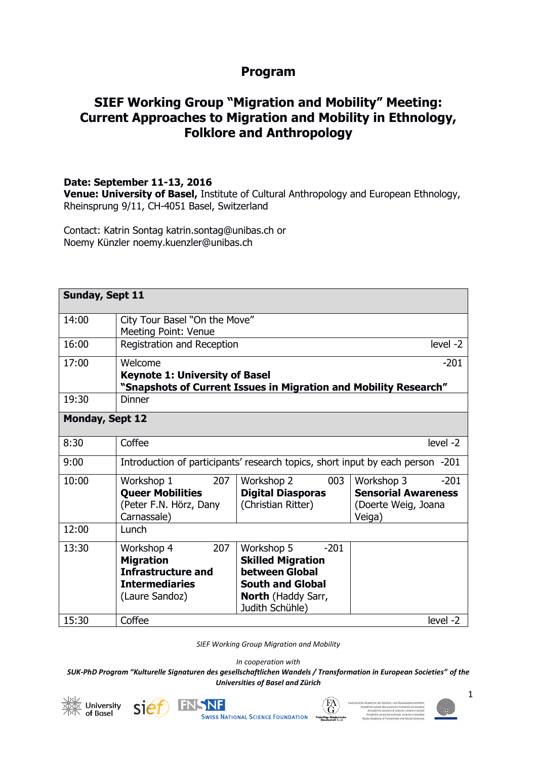# Program

## SIEF Working Group "Migration and Mobility" Meeting: Current Approaches to Migration and Mobility in Ethnology, Folklore and Anthropology

**Date: September 11-13, 2016**
**Venue: University of Basel,** Institute of Cultural Anthropology and European Ethnology, Rheinsprung 9/11, CH-4051 Basel, Switzerland

Contact: Katrin Sontag katrin.sontag@unibas.ch or
Noemy Künzler noemy.kuenzler@unibas.ch

| **Sunday, Sept 11** | | | |
|---|---|---|---|
| 14:00 | City Tour Basel "On the Move"<br>Meeting Point: Venue | | |
| 16:00 | Registration and Reception — level -2 | | |
| 17:00 | Welcome — -201<br>**Keynote 1: University of Basel**<br>**"Snapshots of Current Issues in Migration and Mobility Research"** | | |
| 19:30 | Dinner | | |
| **Monday, Sept 12** | | | |
| 8:30 | Coffee — level -2 | | |
| 9:00 | Introduction of participants' research topics, short input by each person — -201 | | |
| 10:00 | Workshop 1 — 207<br>**Queer Mobilities**<br>(Peter F.N. Hörz, Dany Carnassale) | Workshop 2 — 003<br>**Digital Diasporas**<br>(Christian Ritter) | Workshop 3 — -201<br>**Sensorial Awareness**<br>(Doerte Weig, Joana Veiga) |
| 12:00 | Lunch | | |
| 13:30 | Workshop 4 — 207<br>**Migration Infrastructure and Intermediaries**<br>(Laure Sandoz) | Workshop 5 — -201<br>**Skilled Migration between Global South and Global North** (Haddy Sarr, Judith Schühle) | |
| 15:30 | Coffee — level -2 | | |

*SIEF Working Group Migration and Mobility*

*In cooperation with*

***SUK-PhD Program "Kulturelle Signaturen des gesellschaftlichen Wandels / Transformation in European Societies" of the Universities of Basel and Zürich***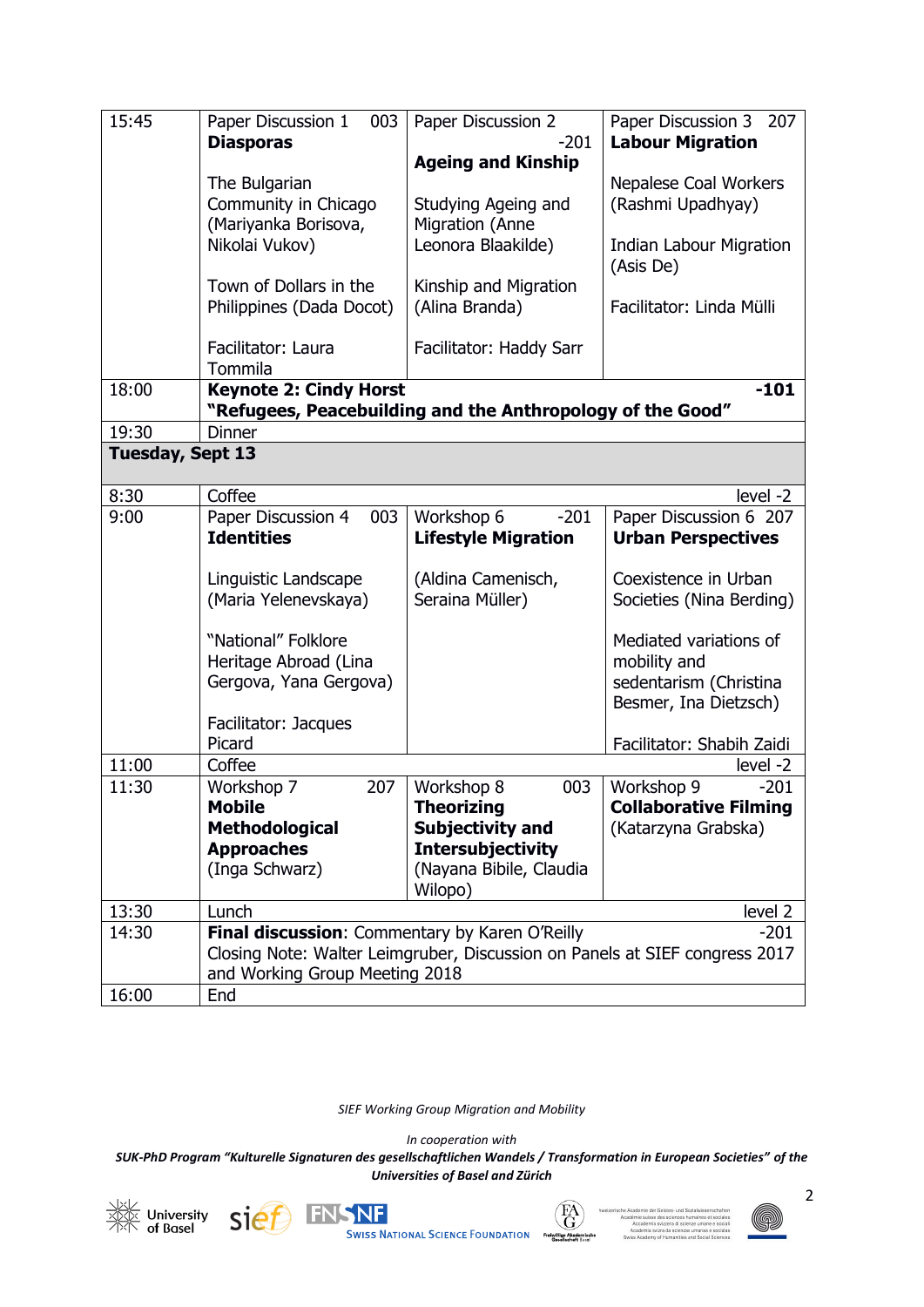| | | | |
|---|---|---|---|
| 15:45 | Paper Discussion 1 003 **Diasporas**<br><br>The Bulgarian Community in Chicago (Mariyanka Borisova, Nikolai Vukov)<br><br>Town of Dollars in the Philippines (Dada Docot)<br><br>Facilitator: Laura Tommila | Paper Discussion 2 -201 **Ageing and Kinship**<br><br>Studying Ageing and Migration (Anne Leonora Blaakilde)<br><br>Kinship and Migration (Alina Branda)<br><br>Facilitator: Haddy Sarr | Paper Discussion 3 207 **Labour Migration**<br><br>Nepalese Coal Workers (Rashmi Upadhyay)<br><br>Indian Labour Migration (Asis De)<br><br>Facilitator: Linda Mülli |
| 18:00 | **Keynote 2: Cindy Horst** **-101**<br>**"Refugees, Peacebuilding and the Anthropology of the Good"** | | |
| 19:30 | Dinner | | |
| **Tuesday, Sept 13** | | | |
| 8:30 | Coffee level -2 | | |
| 9:00 | Paper Discussion 4 003 **Identities**<br><br>Linguistic Landscape (Maria Yelenevskaya)<br><br>"National" Folklore Heritage Abroad (Lina Gergova, Yana Gergova)<br><br>Facilitator: Jacques Picard | Workshop 6 -201 **Lifestyle Migration**<br><br>(Aldina Camenisch, Seraina Müller) | Paper Discussion 6 207 **Urban Perspectives**<br><br>Coexistence in Urban Societies (Nina Berding)<br><br>Mediated variations of mobility and sedentarism (Christina Besmer, Ina Dietzsch)<br><br>Facilitator: Shabih Zaidi |
| 11:00 | Coffee level -2 | | |
| 11:30 | Workshop 7 207 **Mobile Methodological Approaches** (Inga Schwarz) | Workshop 8 003 **Theorizing Subjectivity and Intersubjectivity** (Nayana Bibile, Claudia Wilopo) | Workshop 9 -201 **Collaborative Filming** (Katarzyna Grabska) |
| 13:30 | Lunch level 2 | | |
| 14:30 | **Final discussion**: Commentary by Karen O'Reilly -201<br>Closing Note: Walter Leimgruber, Discussion on Panels at SIEF congress 2017 and Working Group Meeting 2018 | | |
| 16:00 | End | | |

*SIEF Working Group Migration and Mobility*

*In cooperation with*

***SUK-PhD Program "Kulturelle Signaturen des gesellschaftlichen Wandels / Transformation in European Societies" of the Universities of Basel and Zürich***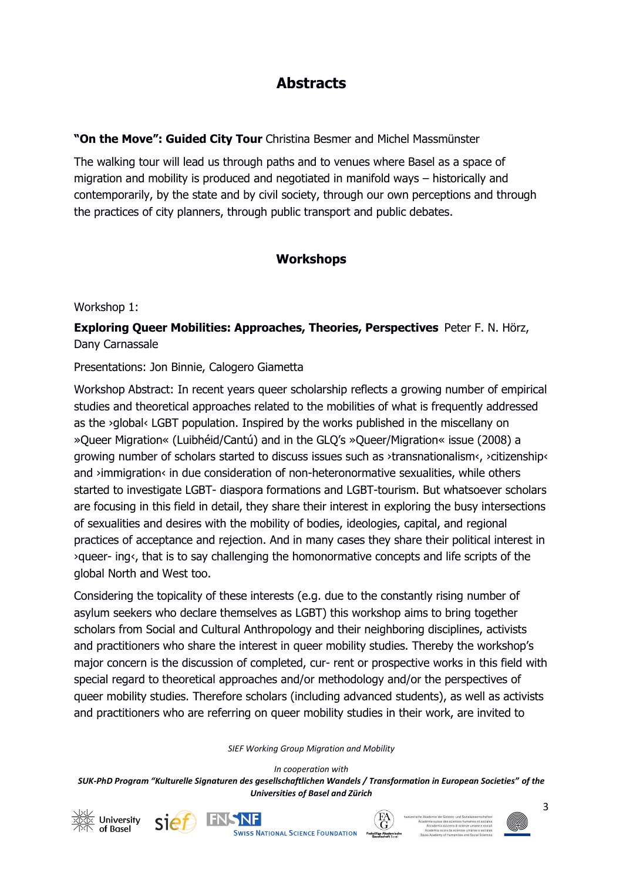# Abstracts

**"On the Move": Guided City Tour** Christina Besmer and Michel Massmünster

The walking tour will lead us through paths and to venues where Basel as a space of migration and mobility is produced and negotiated in manifold ways – historically and contemporarily, by the state and by civil society, through our own perceptions and through the practices of city planners, through public transport and public debates.

## Workshops

Workshop 1:

**Exploring Queer Mobilities: Approaches, Theories, Perspectives** Peter F. N. Hörz, Dany Carnassale

Presentations: Jon Binnie, Calogero Giametta

Workshop Abstract: In recent years queer scholarship reflects a growing number of empirical studies and theoretical approaches related to the mobilities of what is frequently addressed as the ›global‹ LGBT population. Inspired by the works published in the miscellany on »Queer Migration« (Luibhéid/Cantú) and in the GLQ's »Queer/Migration« issue (2008) a growing number of scholars started to discuss issues such as ›transnationalism‹, ›citizenship‹ and ›immigration‹ in due consideration of non-heteronormative sexualities, while others started to investigate LGBT- diaspora formations and LGBT-tourism. But whatsoever scholars are focusing in this field in detail, they share their interest in exploring the busy intersections of sexualities and desires with the mobility of bodies, ideologies, capital, and regional practices of acceptance and rejection. And in many cases they share their political interest in ›queer- ing‹, that is to say challenging the homonormative concepts and life scripts of the global North and West too.

Considering the topicality of these interests (e.g. due to the constantly rising number of asylum seekers who declare themselves as LGBT) this workshop aims to bring together scholars from Social and Cultural Anthropology and their neighboring disciplines, activists and practitioners who share the interest in queer mobility studies. Thereby the workshop's major concern is the discussion of completed, cur- rent or prospective works in this field with special regard to theoretical approaches and/or methodology and/or the perspectives of queer mobility studies. Therefore scholars (including advanced students), as well as activists and practitioners who are referring on queer mobility studies in their work, are invited to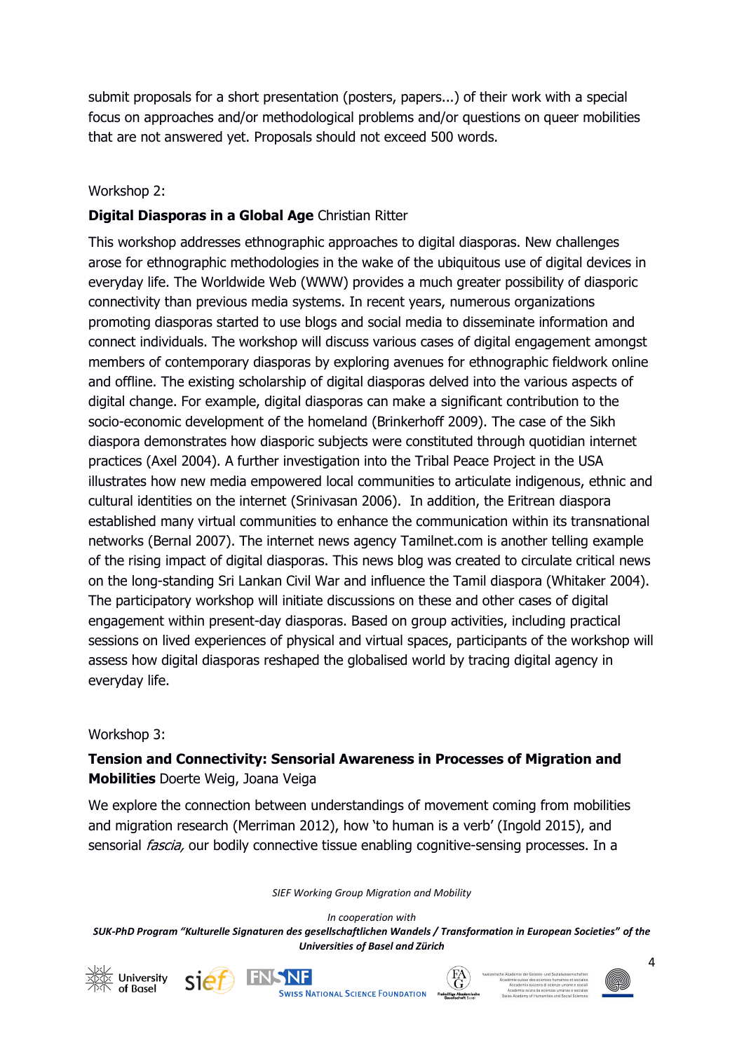submit proposals for a short presentation (posters, papers...) of their work with a special focus on approaches and/or methodological problems and/or questions on queer mobilities that are not answered yet. Proposals should not exceed 500 words.

Workshop 2:

**Digital Diasporas in a Global Age** Christian Ritter

This workshop addresses ethnographic approaches to digital diasporas. New challenges arose for ethnographic methodologies in the wake of the ubiquitous use of digital devices in everyday life. The Worldwide Web (WWW) provides a much greater possibility of diasporic connectivity than previous media systems. In recent years, numerous organizations promoting diasporas started to use blogs and social media to disseminate information and connect individuals. The workshop will discuss various cases of digital engagement amongst members of contemporary diasporas by exploring avenues for ethnographic fieldwork online and offline. The existing scholarship of digital diasporas delved into the various aspects of digital change. For example, digital diasporas can make a significant contribution to the socio-economic development of the homeland (Brinkerhoff 2009). The case of the Sikh diaspora demonstrates how diasporic subjects were constituted through quotidian internet practices (Axel 2004). A further investigation into the Tribal Peace Project in the USA illustrates how new media empowered local communities to articulate indigenous, ethnic and cultural identities on the internet (Srinivasan 2006). In addition, the Eritrean diaspora established many virtual communities to enhance the communication within its transnational networks (Bernal 2007). The internet news agency Tamilnet.com is another telling example of the rising impact of digital diasporas. This news blog was created to circulate critical news on the long-standing Sri Lankan Civil War and influence the Tamil diaspora (Whitaker 2004). The participatory workshop will initiate discussions on these and other cases of digital engagement within present-day diasporas. Based on group activities, including practical sessions on lived experiences of physical and virtual spaces, participants of the workshop will assess how digital diasporas reshaped the globalised world by tracing digital agency in everyday life.

Workshop 3:

**Tension and Connectivity: Sensorial Awareness in Processes of Migration and Mobilities** Doerte Weig, Joana Veiga

We explore the connection between understandings of movement coming from mobilities and migration research (Merriman 2012), how 'to human is a verb' (Ingold 2015), and sensorial *fascia,* our bodily connective tissue enabling cognitive-sensing processes. In a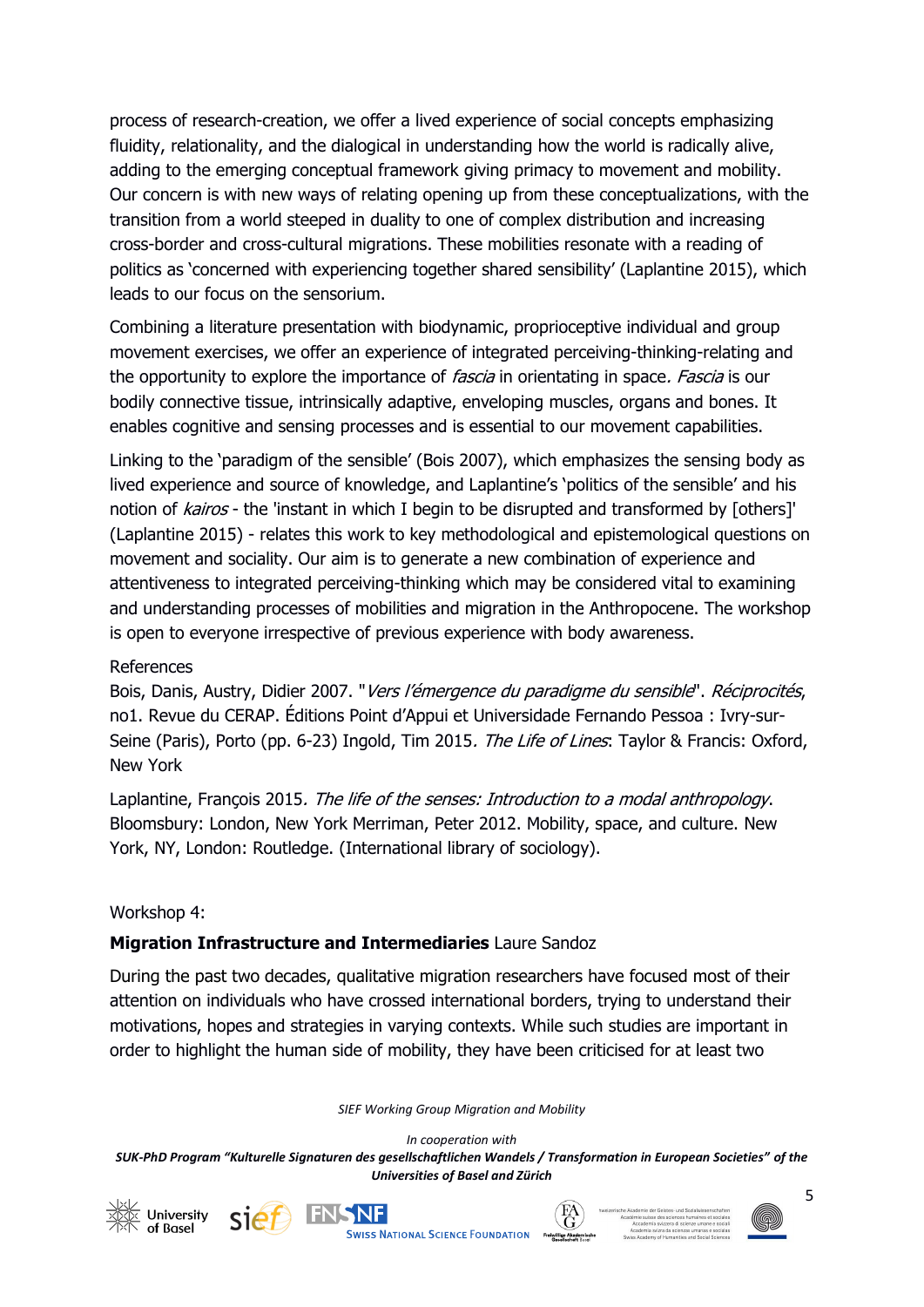process of research-creation, we offer a lived experience of social concepts emphasizing fluidity, relationality, and the dialogical in understanding how the world is radically alive, adding to the emerging conceptual framework giving primacy to movement and mobility. Our concern is with new ways of relating opening up from these conceptualizations, with the transition from a world steeped in duality to one of complex distribution and increasing cross-border and cross-cultural migrations. These mobilities resonate with a reading of politics as 'concerned with experiencing together shared sensibility' (Laplantine 2015), which leads to our focus on the sensorium.

Combining a literature presentation with biodynamic, proprioceptive individual and group movement exercises, we offer an experience of integrated perceiving-thinking-relating and the opportunity to explore the importance of *fascia* in orientating in space*. Fascia* is our bodily connective tissue, intrinsically adaptive, enveloping muscles, organs and bones. It enables cognitive and sensing processes and is essential to our movement capabilities.

Linking to the 'paradigm of the sensible' (Bois 2007), which emphasizes the sensing body as lived experience and source of knowledge, and Laplantine's 'politics of the sensible' and his notion of *kairos* - the 'instant in which I begin to be disrupted and transformed by [others]' (Laplantine 2015) - relates this work to key methodological and epistemological questions on movement and sociality. Our aim is to generate a new combination of experience and attentiveness to integrated perceiving-thinking which may be considered vital to examining and understanding processes of mobilities and migration in the Anthropocene. The workshop is open to everyone irrespective of previous experience with body awareness.

References
Bois, Danis, Austry, Didier 2007. "*Vers l'émergence du paradigme du sensible*". *Réciprocités*, no1. Revue du CERAP. Éditions Point d'Appui et Universidade Fernando Pessoa : Ivry-sur-Seine (Paris), Porto (pp. 6-23) Ingold, Tim 2015*. The Life of Lines*: Taylor & Francis: Oxford, New York

Laplantine, François 2015*. The life of the senses: Introduction to a modal anthropology*. Bloomsbury: London, New York Merriman, Peter 2012. Mobility, space, and culture. New York, NY, London: Routledge. (International library of sociology).

Workshop 4:

**Migration Infrastructure and Intermediaries** Laure Sandoz

During the past two decades, qualitative migration researchers have focused most of their attention on individuals who have crossed international borders, trying to understand their motivations, hopes and strategies in varying contexts. While such studies are important in order to highlight the human side of mobility, they have been criticised for at least two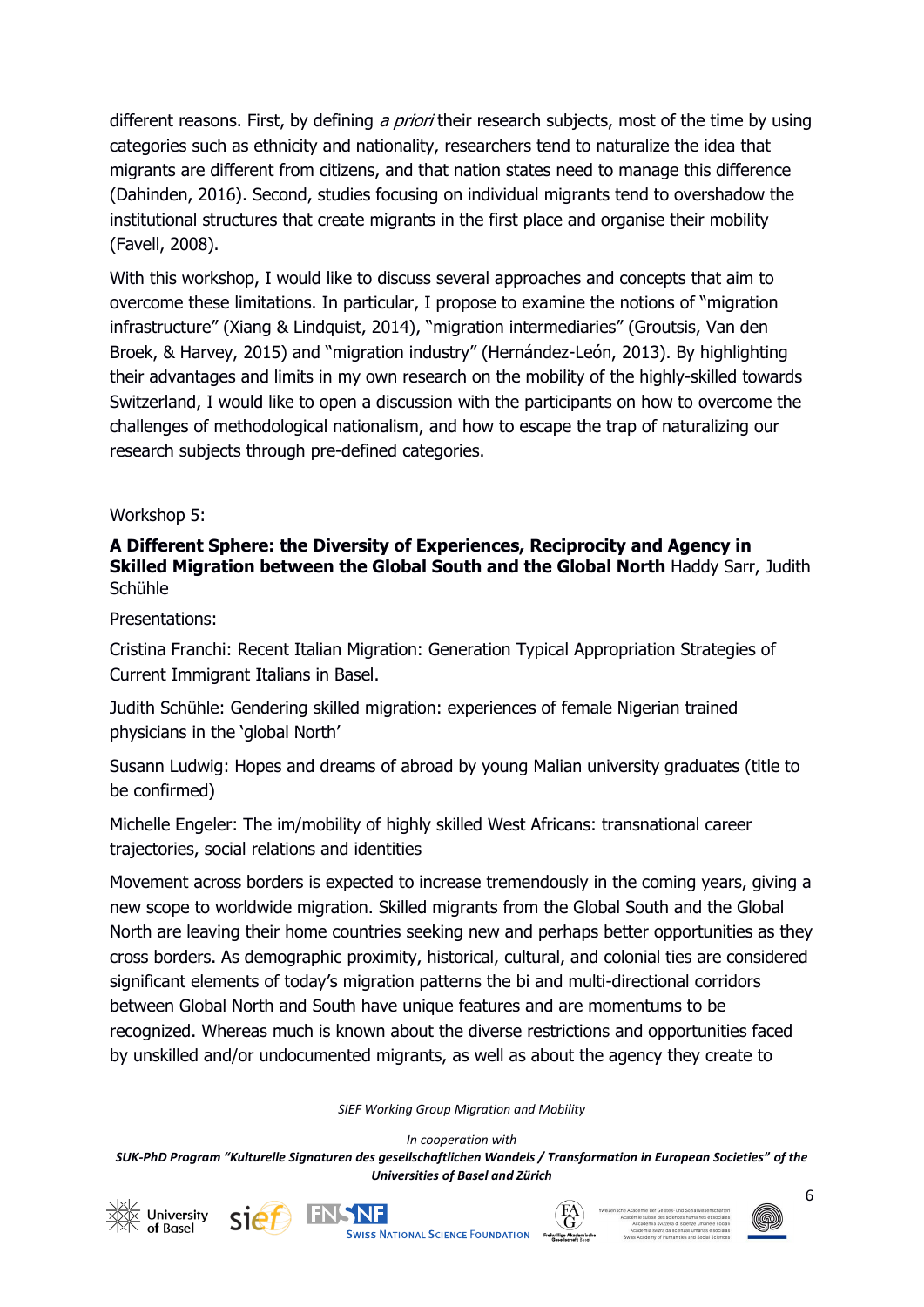different reasons. First, by defining *a priori* their research subjects, most of the time by using categories such as ethnicity and nationality, researchers tend to naturalize the idea that migrants are different from citizens, and that nation states need to manage this difference (Dahinden, 2016). Second, studies focusing on individual migrants tend to overshadow the institutional structures that create migrants in the first place and organise their mobility (Favell, 2008).

With this workshop, I would like to discuss several approaches and concepts that aim to overcome these limitations. In particular, I propose to examine the notions of "migration infrastructure" (Xiang & Lindquist, 2014), "migration intermediaries" (Groutsis, Van den Broek, & Harvey, 2015) and "migration industry" (Hernández-León, 2013). By highlighting their advantages and limits in my own research on the mobility of the highly-skilled towards Switzerland, I would like to open a discussion with the participants on how to overcome the challenges of methodological nationalism, and how to escape the trap of naturalizing our research subjects through pre-defined categories.

Workshop 5:

**A Different Sphere: the Diversity of Experiences, Reciprocity and Agency in Skilled Migration between the Global South and the Global North** Haddy Sarr, Judith Schühle

Presentations:

Cristina Franchi: Recent Italian Migration: Generation Typical Appropriation Strategies of Current Immigrant Italians in Basel.

Judith Schühle: Gendering skilled migration: experiences of female Nigerian trained physicians in the 'global North'

Susann Ludwig: Hopes and dreams of abroad by young Malian university graduates (title to be confirmed)

Michelle Engeler: The im/mobility of highly skilled West Africans: transnational career trajectories, social relations and identities

Movement across borders is expected to increase tremendously in the coming years, giving a new scope to worldwide migration. Skilled migrants from the Global South and the Global North are leaving their home countries seeking new and perhaps better opportunities as they cross borders. As demographic proximity, historical, cultural, and colonial ties are considered significant elements of today's migration patterns the bi and multi-directional corridors between Global North and South have unique features and are momentums to be recognized. Whereas much is known about the diverse restrictions and opportunities faced by unskilled and/or undocumented migrants, as well as about the agency they create to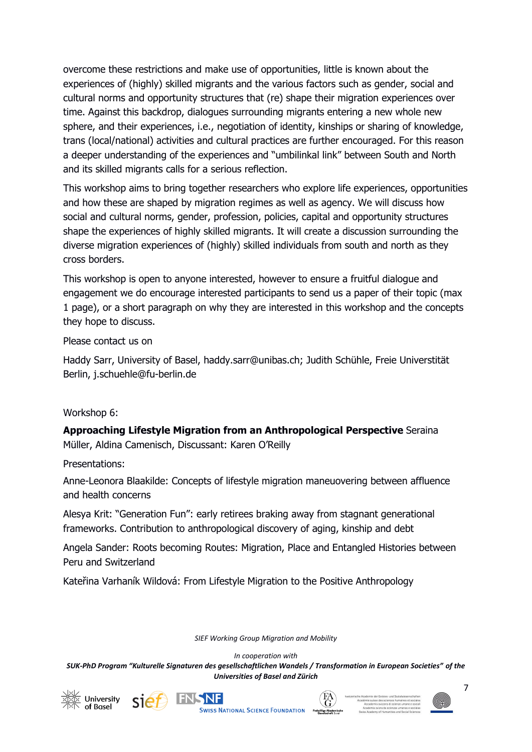overcome these restrictions and make use of opportunities, little is known about the experiences of (highly) skilled migrants and the various factors such as gender, social and cultural norms and opportunity structures that (re) shape their migration experiences over time. Against this backdrop, dialogues surrounding migrants entering a new whole new sphere, and their experiences, i.e., negotiation of identity, kinships or sharing of knowledge, trans (local/national) activities and cultural practices are further encouraged. For this reason a deeper understanding of the experiences and "umbilinkal link" between South and North and its skilled migrants calls for a serious reflection.

This workshop aims to bring together researchers who explore life experiences, opportunities and how these are shaped by migration regimes as well as agency. We will discuss how social and cultural norms, gender, profession, policies, capital and opportunity structures shape the experiences of highly skilled migrants. It will create a discussion surrounding the diverse migration experiences of (highly) skilled individuals from south and north as they cross borders.

This workshop is open to anyone interested, however to ensure a fruitful dialogue and engagement we do encourage interested participants to send us a paper of their topic (max 1 page), or a short paragraph on why they are interested in this workshop and the concepts they hope to discuss.

Please contact us on

Haddy Sarr, University of Basel, haddy.sarr@unibas.ch; Judith Schühle, Freie Universtität Berlin, j.schuehle@fu-berlin.de

Workshop 6:

**Approaching Lifestyle Migration from an Anthropological Perspective** Seraina Müller, Aldina Camenisch, Discussant: Karen O'Reilly

Presentations:

Anne-Leonora Blaakilde: Concepts of lifestyle migration maneuovering between affluence and health concerns

Alesya Krit: "Generation Fun": early retirees braking away from stagnant generational frameworks. Contribution to anthropological discovery of aging, kinship and debt

Angela Sander: Roots becoming Routes: Migration, Place and Entangled Histories between Peru and Switzerland

Kateřina Varhaník Wildová: From Lifestyle Migration to the Positive Anthropology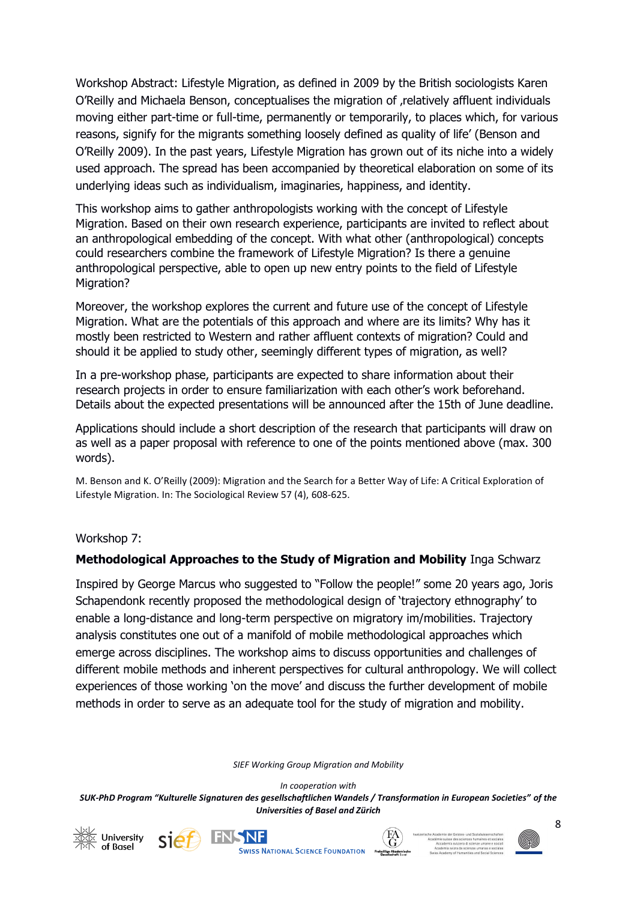Workshop Abstract: Lifestyle Migration, as defined in 2009 by the British sociologists Karen O'Reilly and Michaela Benson, conceptualises the migration of ‚relatively affluent individuals moving either part-time or full-time, permanently or temporarily, to places which, for various reasons, signify for the migrants something loosely defined as quality of life' (Benson and O'Reilly 2009). In the past years, Lifestyle Migration has grown out of its niche into a widely used approach. The spread has been accompanied by theoretical elaboration on some of its underlying ideas such as individualism, imaginaries, happiness, and identity.

This workshop aims to gather anthropologists working with the concept of Lifestyle Migration. Based on their own research experience, participants are invited to reflect about an anthropological embedding of the concept. With what other (anthropological) concepts could researchers combine the framework of Lifestyle Migration? Is there a genuine anthropological perspective, able to open up new entry points to the field of Lifestyle Migration?

Moreover, the workshop explores the current and future use of the concept of Lifestyle Migration. What are the potentials of this approach and where are its limits? Why has it mostly been restricted to Western and rather affluent contexts of migration? Could and should it be applied to study other, seemingly different types of migration, as well?

In a pre-workshop phase, participants are expected to share information about their research projects in order to ensure familiarization with each other's work beforehand. Details about the expected presentations will be announced after the 15th of June deadline.

Applications should include a short description of the research that participants will draw on as well as a paper proposal with reference to one of the points mentioned above (max. 300 words).

M. Benson and K. O'Reilly (2009): Migration and the Search for a Better Way of Life: A Critical Exploration of Lifestyle Migration. In: The Sociological Review 57 (4), 608-625.

Workshop 7:

**Methodological Approaches to the Study of Migration and Mobility** Inga Schwarz

Inspired by George Marcus who suggested to "Follow the people!" some 20 years ago, Joris Schapendonk recently proposed the methodological design of 'trajectory ethnography' to enable a long-distance and long-term perspective on migratory im/mobilities. Trajectory analysis constitutes one out of a manifold of mobile methodological approaches which emerge across disciplines. The workshop aims to discuss opportunities and challenges of different mobile methods and inherent perspectives for cultural anthropology. We will collect experiences of those working 'on the move' and discuss the further development of mobile methods in order to serve as an adequate tool for the study of migration and mobility.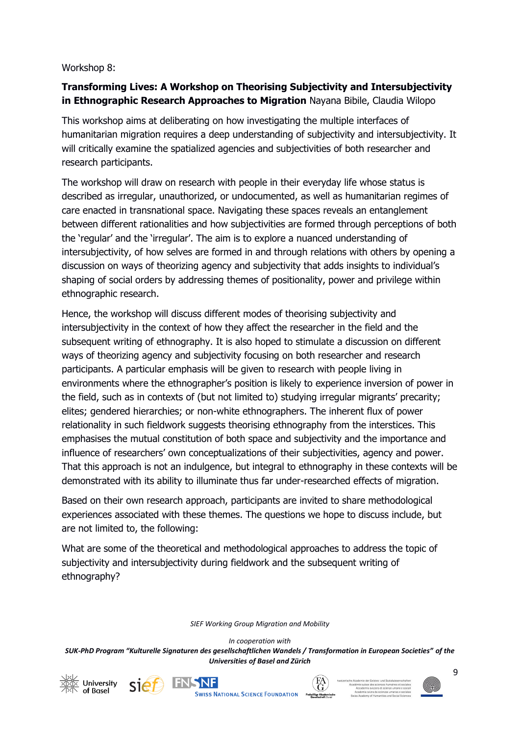Workshop 8:

**Transforming Lives: A Workshop on Theorising Subjectivity and Intersubjectivity in Ethnographic Research Approaches to Migration** Nayana Bibile, Claudia Wilopo

This workshop aims at deliberating on how investigating the multiple interfaces of humanitarian migration requires a deep understanding of subjectivity and intersubjectivity. It will critically examine the spatialized agencies and subjectivities of both researcher and research participants.

The workshop will draw on research with people in their everyday life whose status is described as irregular, unauthorized, or undocumented, as well as humanitarian regimes of care enacted in transnational space. Navigating these spaces reveals an entanglement between different rationalities and how subjectivities are formed through perceptions of both the 'regular' and the 'irregular'. The aim is to explore a nuanced understanding of intersubjectivity, of how selves are formed in and through relations with others by opening a discussion on ways of theorizing agency and subjectivity that adds insights to individual's shaping of social orders by addressing themes of positionality, power and privilege within ethnographic research.

Hence, the workshop will discuss different modes of theorising subjectivity and intersubjectivity in the context of how they affect the researcher in the field and the subsequent writing of ethnography. It is also hoped to stimulate a discussion on different ways of theorizing agency and subjectivity focusing on both researcher and research participants. A particular emphasis will be given to research with people living in environments where the ethnographer's position is likely to experience inversion of power in the field, such as in contexts of (but not limited to) studying irregular migrants' precarity; elites; gendered hierarchies; or non-white ethnographers. The inherent flux of power relationality in such fieldwork suggests theorising ethnography from the interstices. This emphasises the mutual constitution of both space and subjectivity and the importance and influence of researchers' own conceptualizations of their subjectivities, agency and power. That this approach is not an indulgence, but integral to ethnography in these contexts will be demonstrated with its ability to illuminate thus far under-researched effects of migration.

Based on their own research approach, participants are invited to share methodological experiences associated with these themes. The questions we hope to discuss include, but are not limited to, the following:

What are some of the theoretical and methodological approaches to address the topic of subjectivity and intersubjectivity during fieldwork and the subsequent writing of ethnography?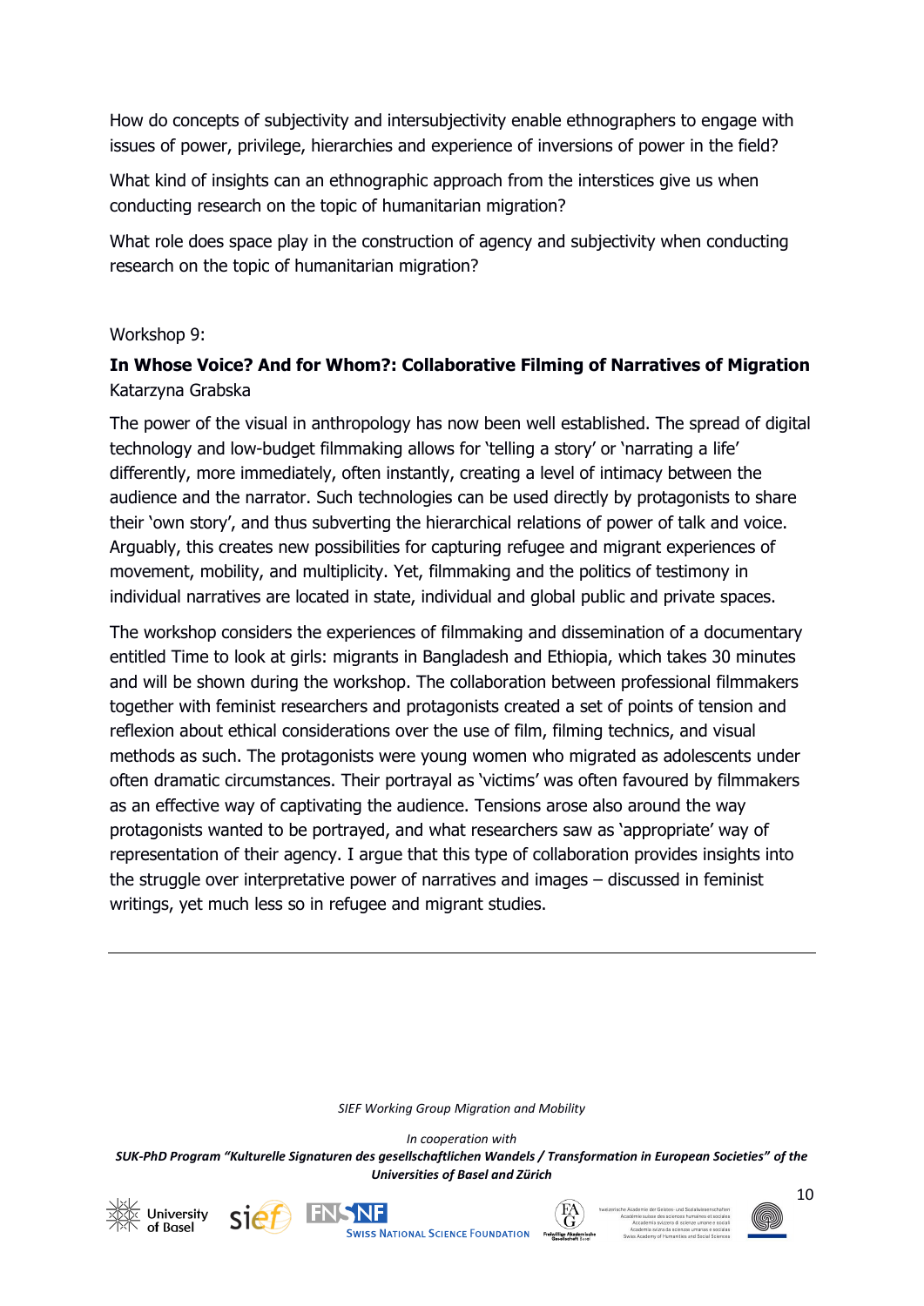How do concepts of subjectivity and intersubjectivity enable ethnographers to engage with issues of power, privilege, hierarchies and experience of inversions of power in the field?

What kind of insights can an ethnographic approach from the interstices give us when conducting research on the topic of humanitarian migration?

What role does space play in the construction of agency and subjectivity when conducting research on the topic of humanitarian migration?

Workshop 9:

**In Whose Voice? And for Whom?: Collaborative Filming of Narratives of Migration**
Katarzyna Grabska

The power of the visual in anthropology has now been well established. The spread of digital technology and low-budget filmmaking allows for 'telling a story' or 'narrating a life' differently, more immediately, often instantly, creating a level of intimacy between the audience and the narrator. Such technologies can be used directly by protagonists to share their 'own story', and thus subverting the hierarchical relations of power of talk and voice. Arguably, this creates new possibilities for capturing refugee and migrant experiences of movement, mobility, and multiplicity. Yet, filmmaking and the politics of testimony in individual narratives are located in state, individual and global public and private spaces.

The workshop considers the experiences of filmmaking and dissemination of a documentary entitled Time to look at girls: migrants in Bangladesh and Ethiopia, which takes 30 minutes and will be shown during the workshop. The collaboration between professional filmmakers together with feminist researchers and protagonists created a set of points of tension and reflexion about ethical considerations over the use of film, filming technics, and visual methods as such. The protagonists were young women who migrated as adolescents under often dramatic circumstances. Their portrayal as 'victims' was often favoured by filmmakers as an effective way of captivating the audience. Tensions arose also around the way protagonists wanted to be portrayed, and what researchers saw as 'appropriate' way of representation of their agency. I argue that this type of collaboration provides insights into the struggle over interpretative power of narratives and images – discussed in feminist writings, yet much less so in refugee and migrant studies.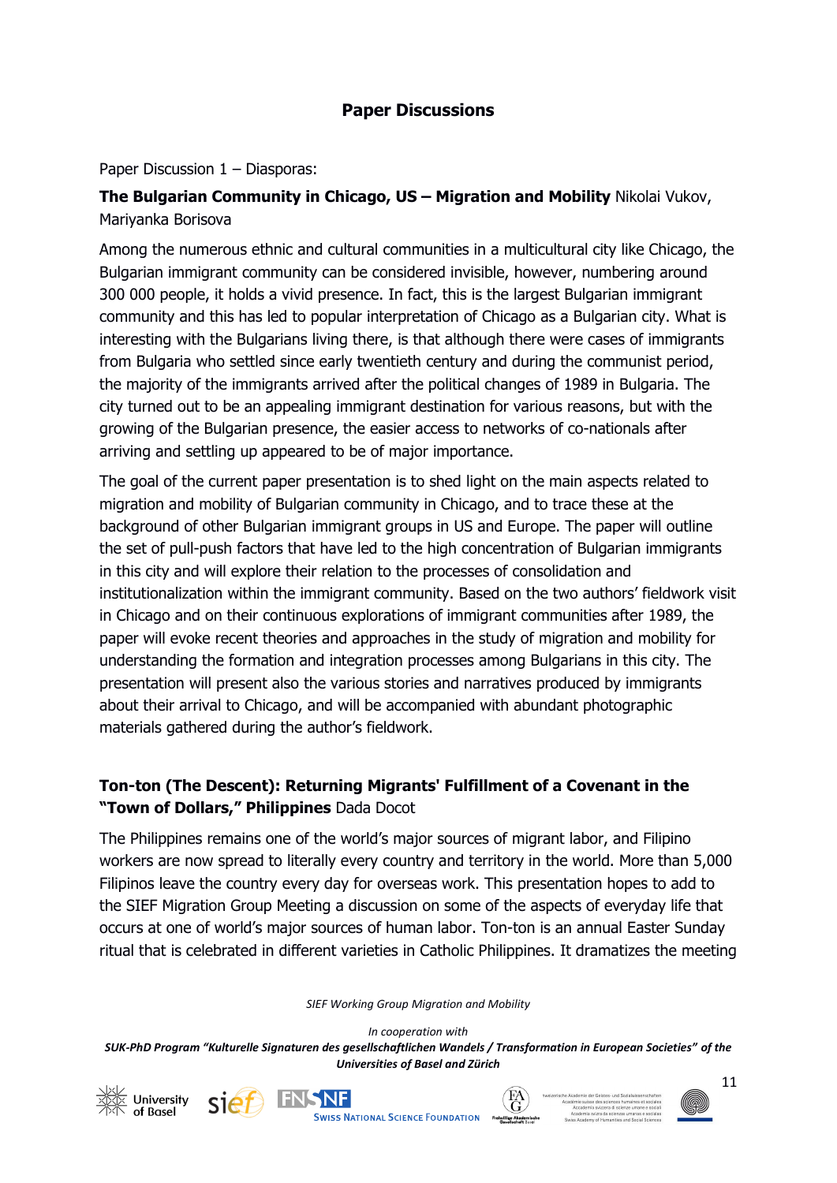## Paper Discussions

Paper Discussion 1 – Diasporas:

**The Bulgarian Community in Chicago, US – Migration and Mobility** Nikolai Vukov, Mariyanka Borisova

Among the numerous ethnic and cultural communities in a multicultural city like Chicago, the Bulgarian immigrant community can be considered invisible, however, numbering around 300 000 people, it holds a vivid presence. In fact, this is the largest Bulgarian immigrant community and this has led to popular interpretation of Chicago as a Bulgarian city. What is interesting with the Bulgarians living there, is that although there were cases of immigrants from Bulgaria who settled since early twentieth century and during the communist period, the majority of the immigrants arrived after the political changes of 1989 in Bulgaria. The city turned out to be an appealing immigrant destination for various reasons, but with the growing of the Bulgarian presence, the easier access to networks of co-nationals after arriving and settling up appeared to be of major importance.

The goal of the current paper presentation is to shed light on the main aspects related to migration and mobility of Bulgarian community in Chicago, and to trace these at the background of other Bulgarian immigrant groups in US and Europe. The paper will outline the set of pull-push factors that have led to the high concentration of Bulgarian immigrants in this city and will explore their relation to the processes of consolidation and institutionalization within the immigrant community. Based on the two authors' fieldwork visit in Chicago and on their continuous explorations of immigrant communities after 1989, the paper will evoke recent theories and approaches in the study of migration and mobility for understanding the formation and integration processes among Bulgarians in this city. The presentation will present also the various stories and narratives produced by immigrants about their arrival to Chicago, and will be accompanied with abundant photographic materials gathered during the author's fieldwork.

**Ton-ton (The Descent): Returning Migrants' Fulfillment of a Covenant in the "Town of Dollars," Philippines** Dada Docot

The Philippines remains one of the world's major sources of migrant labor, and Filipino workers are now spread to literally every country and territory in the world. More than 5,000 Filipinos leave the country every day for overseas work. This presentation hopes to add to the SIEF Migration Group Meeting a discussion on some of the aspects of everyday life that occurs at one of world's major sources of human labor. Ton-ton is an annual Easter Sunday ritual that is celebrated in different varieties in Catholic Philippines. It dramatizes the meeting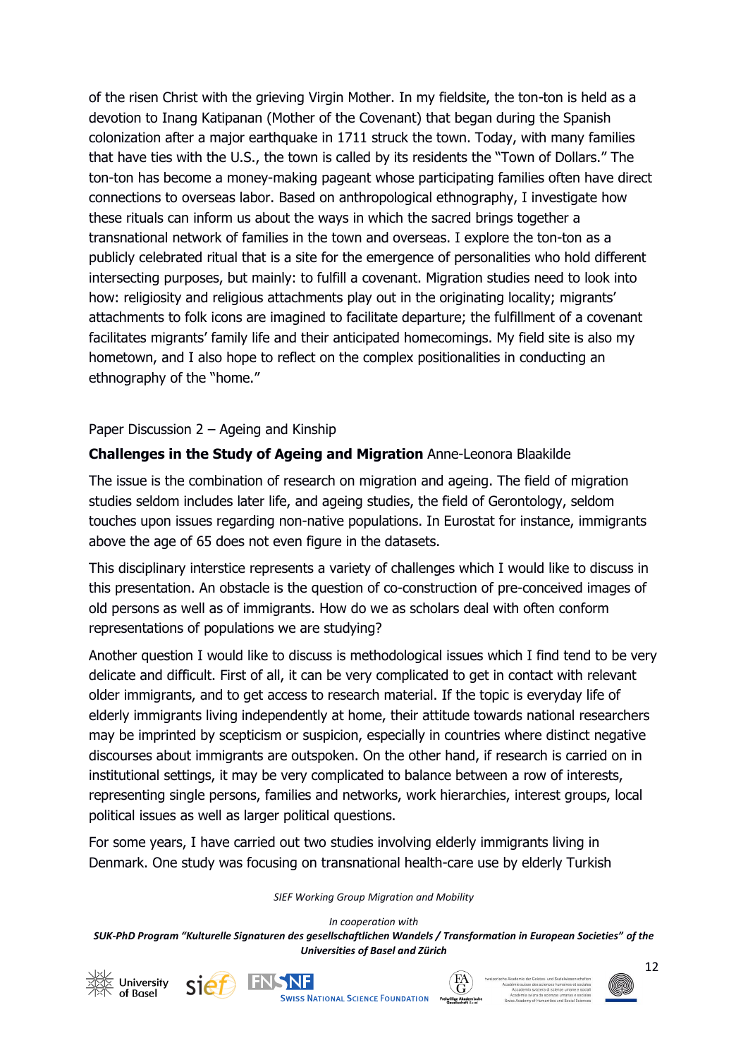of the risen Christ with the grieving Virgin Mother. In my fieldsite, the ton-ton is held as a devotion to Inang Katipanan (Mother of the Covenant) that began during the Spanish colonization after a major earthquake in 1711 struck the town. Today, with many families that have ties with the U.S., the town is called by its residents the "Town of Dollars." The ton-ton has become a money-making pageant whose participating families often have direct connections to overseas labor. Based on anthropological ethnography, I investigate how these rituals can inform us about the ways in which the sacred brings together a transnational network of families in the town and overseas. I explore the ton-ton as a publicly celebrated ritual that is a site for the emergence of personalities who hold different intersecting purposes, but mainly: to fulfill a covenant. Migration studies need to look into how: religiosity and religious attachments play out in the originating locality; migrants' attachments to folk icons are imagined to facilitate departure; the fulfillment of a covenant facilitates migrants' family life and their anticipated homecomings. My field site is also my hometown, and I also hope to reflect on the complex positionalities in conducting an ethnography of the "home."

Paper Discussion 2 – Ageing and Kinship

**Challenges in the Study of Ageing and Migration** Anne-Leonora Blaakilde

The issue is the combination of research on migration and ageing. The field of migration studies seldom includes later life, and ageing studies, the field of Gerontology, seldom touches upon issues regarding non-native populations. In Eurostat for instance, immigrants above the age of 65 does not even figure in the datasets.

This disciplinary interstice represents a variety of challenges which I would like to discuss in this presentation. An obstacle is the question of co-construction of pre-conceived images of old persons as well as of immigrants. How do we as scholars deal with often conform representations of populations we are studying?

Another question I would like to discuss is methodological issues which I find tend to be very delicate and difficult. First of all, it can be very complicated to get in contact with relevant older immigrants, and to get access to research material. If the topic is everyday life of elderly immigrants living independently at home, their attitude towards national researchers may be imprinted by scepticism or suspicion, especially in countries where distinct negative discourses about immigrants are outspoken. On the other hand, if research is carried on in institutional settings, it may be very complicated to balance between a row of interests, representing single persons, families and networks, work hierarchies, interest groups, local political issues as well as larger political questions.

For some years, I have carried out two studies involving elderly immigrants living in Denmark. One study was focusing on transnational health-care use by elderly Turkish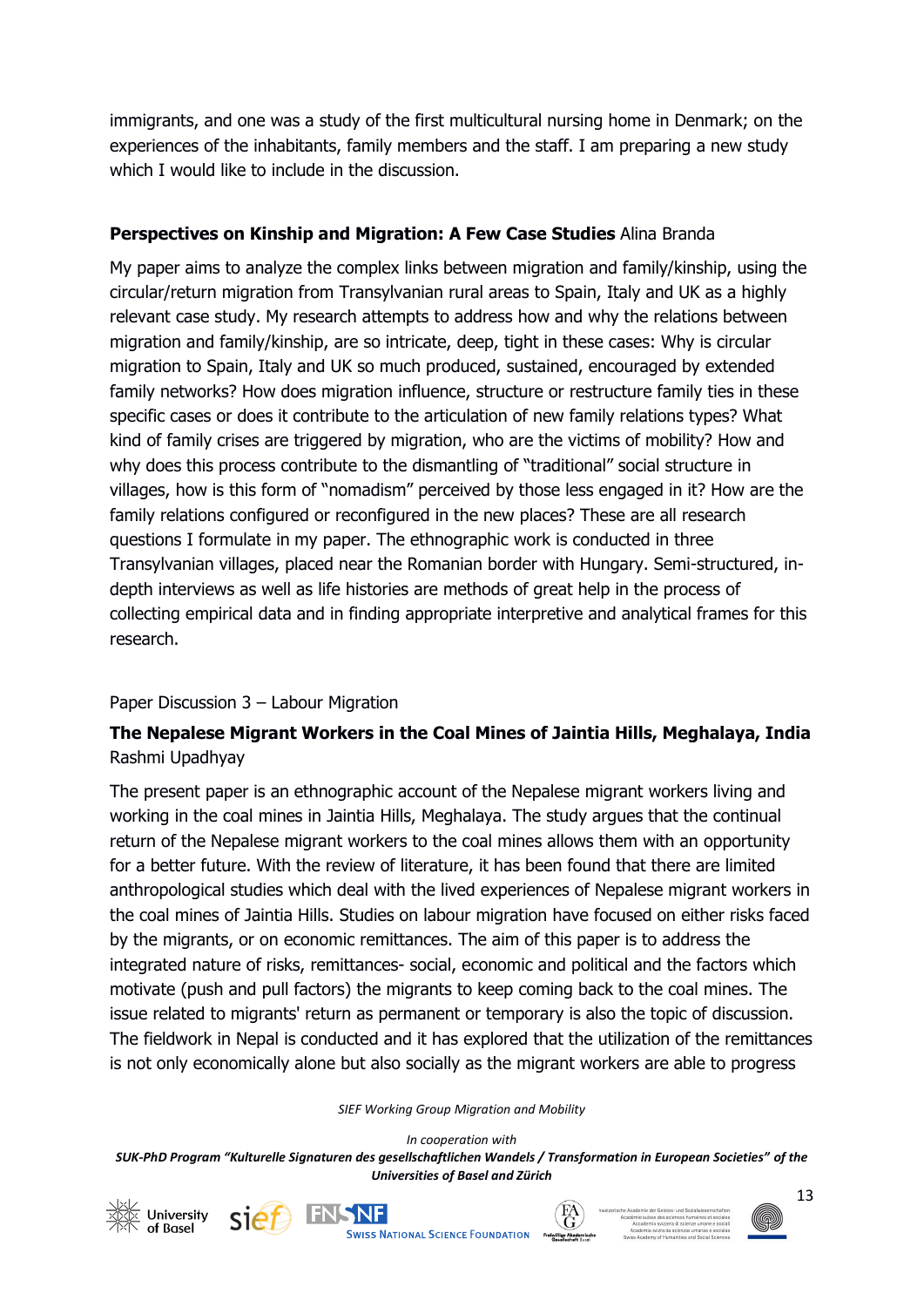immigrants, and one was a study of the first multicultural nursing home in Denmark; on the experiences of the inhabitants, family members and the staff. I am preparing a new study which I would like to include in the discussion.

**Perspectives on Kinship and Migration: A Few Case Studies** Alina Branda

My paper aims to analyze the complex links between migration and family/kinship, using the circular/return migration from Transylvanian rural areas to Spain, Italy and UK as a highly relevant case study. My research attempts to address how and why the relations between migration and family/kinship, are so intricate, deep, tight in these cases: Why is circular migration to Spain, Italy and UK so much produced, sustained, encouraged by extended family networks? How does migration influence, structure or restructure family ties in these specific cases or does it contribute to the articulation of new family relations types? What kind of family crises are triggered by migration, who are the victims of mobility? How and why does this process contribute to the dismantling of "traditional" social structure in villages, how is this form of "nomadism" perceived by those less engaged in it? How are the family relations configured or reconfigured in the new places? These are all research questions I formulate in my paper. The ethnographic work is conducted in three Transylvanian villages, placed near the Romanian border with Hungary. Semi-structured, in-depth interviews as well as life histories are methods of great help in the process of collecting empirical data and in finding appropriate interpretive and analytical frames for this research.

Paper Discussion 3 – Labour Migration

**The Nepalese Migrant Workers in the Coal Mines of Jaintia Hills, Meghalaya, India** Rashmi Upadhyay

The present paper is an ethnographic account of the Nepalese migrant workers living and working in the coal mines in Jaintia Hills, Meghalaya. The study argues that the continual return of the Nepalese migrant workers to the coal mines allows them with an opportunity for a better future. With the review of literature, it has been found that there are limited anthropological studies which deal with the lived experiences of Nepalese migrant workers in the coal mines of Jaintia Hills. Studies on labour migration have focused on either risks faced by the migrants, or on economic remittances. The aim of this paper is to address the integrated nature of risks, remittances- social, economic and political and the factors which motivate (push and pull factors) the migrants to keep coming back to the coal mines. The issue related to migrants' return as permanent or temporary is also the topic of discussion. The fieldwork in Nepal is conducted and it has explored that the utilization of the remittances is not only economically alone but also socially as the migrant workers are able to progress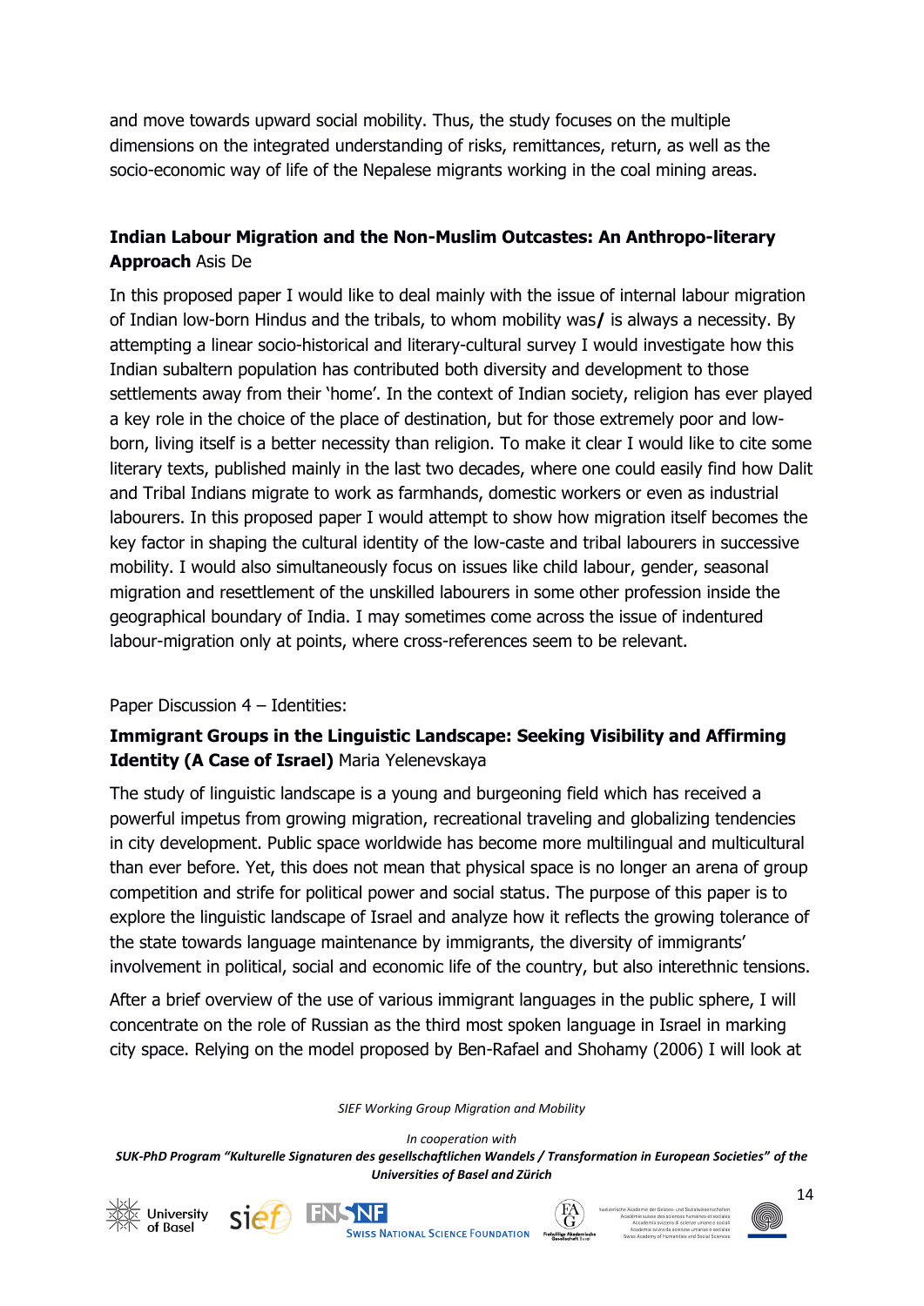and move towards upward social mobility. Thus, the study focuses on the multiple dimensions on the integrated understanding of risks, remittances, return, as well as the socio-economic way of life of the Nepalese migrants working in the coal mining areas.

**Indian Labour Migration and the Non-Muslim Outcastes: An Anthropo-literary Approach** Asis De

In this proposed paper I would like to deal mainly with the issue of internal labour migration of Indian low-born Hindus and the tribals, to whom mobility was**/** is always a necessity. By attempting a linear socio-historical and literary-cultural survey I would investigate how this Indian subaltern population has contributed both diversity and development to those settlements away from their 'home'. In the context of Indian society, religion has ever played a key role in the choice of the place of destination, but for those extremely poor and low-born, living itself is a better necessity than religion. To make it clear I would like to cite some literary texts, published mainly in the last two decades, where one could easily find how Dalit and Tribal Indians migrate to work as farmhands, domestic workers or even as industrial labourers. In this proposed paper I would attempt to show how migration itself becomes the key factor in shaping the cultural identity of the low-caste and tribal labourers in successive mobility. I would also simultaneously focus on issues like child labour, gender, seasonal migration and resettlement of the unskilled labourers in some other profession inside the geographical boundary of India. I may sometimes come across the issue of indentured labour-migration only at points, where cross-references seem to be relevant.

Paper Discussion 4 – Identities:

**Immigrant Groups in the Linguistic Landscape: Seeking Visibility and Affirming Identity (A Case of Israel)** Maria Yelenevskaya

The study of linguistic landscape is a young and burgeoning field which has received a powerful impetus from growing migration, recreational traveling and globalizing tendencies in city development. Public space worldwide has become more multilingual and multicultural than ever before. Yet, this does not mean that physical space is no longer an arena of group competition and strife for political power and social status. The purpose of this paper is to explore the linguistic landscape of Israel and analyze how it reflects the growing tolerance of the state towards language maintenance by immigrants, the diversity of immigrants' involvement in political, social and economic life of the country, but also interethnic tensions.

After a brief overview of the use of various immigrant languages in the public sphere, I will concentrate on the role of Russian as the third most spoken language in Israel in marking city space. Relying on the model proposed by Ben-Rafael and Shohamy (2006) I will look at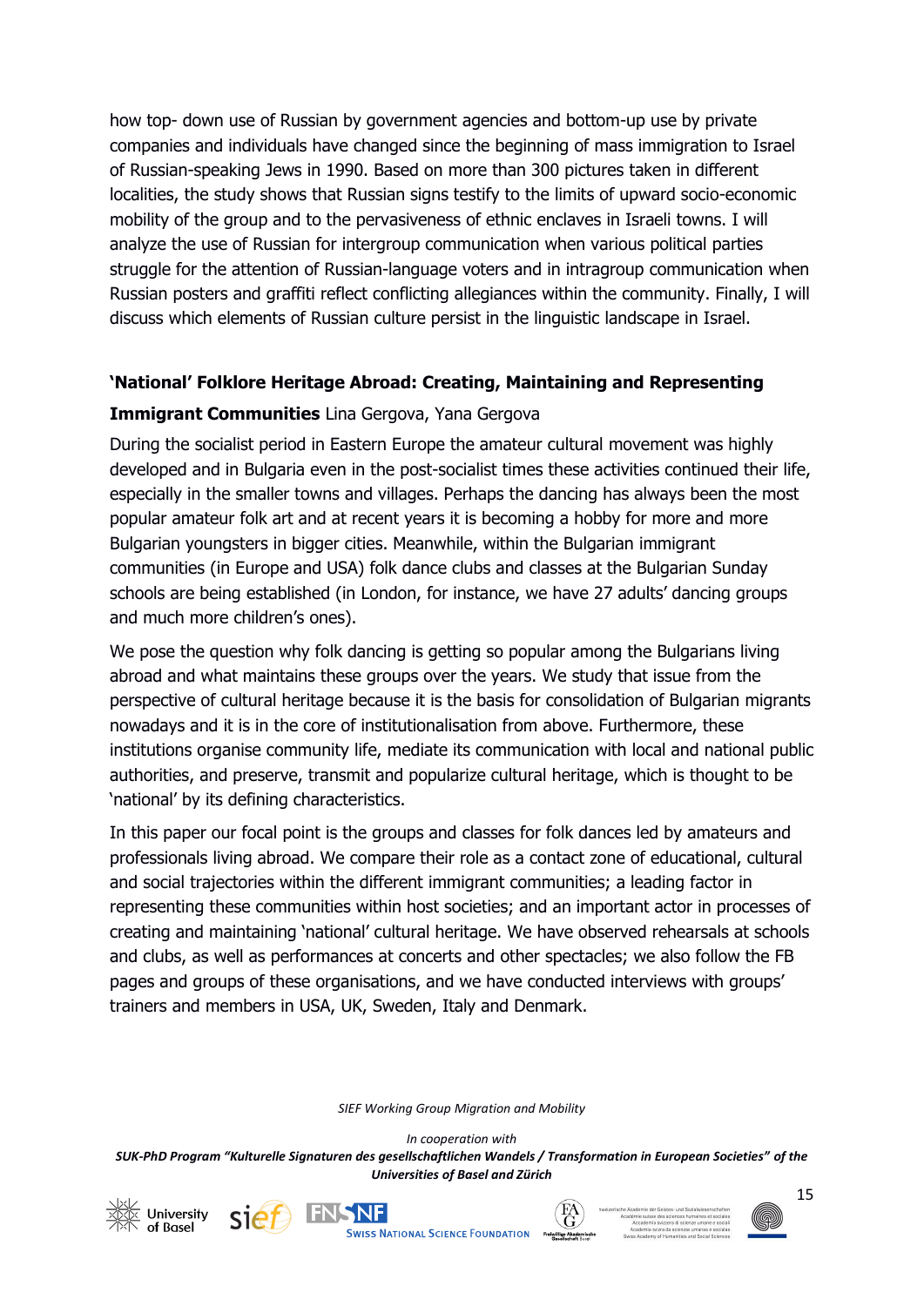how top- down use of Russian by government agencies and bottom-up use by private companies and individuals have changed since the beginning of mass immigration to Israel of Russian-speaking Jews in 1990. Based on more than 300 pictures taken in different localities, the study shows that Russian signs testify to the limits of upward socio-economic mobility of the group and to the pervasiveness of ethnic enclaves in Israeli towns. I will analyze the use of Russian for intergroup communication when various political parties struggle for the attention of Russian-language voters and in intragroup communication when Russian posters and graffiti reflect conflicting allegiances within the community. Finally, I will discuss which elements of Russian culture persist in the linguistic landscape in Israel.

**'National' Folklore Heritage Abroad: Creating, Maintaining and Representing Immigrant Communities** Lina Gergova, Yana Gergova

During the socialist period in Eastern Europe the amateur cultural movement was highly developed and in Bulgaria even in the post-socialist times these activities continued their life, especially in the smaller towns and villages. Perhaps the dancing has always been the most popular amateur folk art and at recent years it is becoming a hobby for more and more Bulgarian youngsters in bigger cities. Meanwhile, within the Bulgarian immigrant communities (in Europe and USA) folk dance clubs and classes at the Bulgarian Sunday schools are being established (in London, for instance, we have 27 adults' dancing groups and much more children's ones).

We pose the question why folk dancing is getting so popular among the Bulgarians living abroad and what maintains these groups over the years. We study that issue from the perspective of cultural heritage because it is the basis for consolidation of Bulgarian migrants nowadays and it is in the core of institutionalisation from above. Furthermore, these institutions organise community life, mediate its communication with local and national public authorities, and preserve, transmit and popularize cultural heritage, which is thought to be 'national' by its defining characteristics.

In this paper our focal point is the groups and classes for folk dances led by amateurs and professionals living abroad. We compare their role as a contact zone of educational, cultural and social trajectories within the different immigrant communities; a leading factor in representing these communities within host societies; and an important actor in processes of creating and maintaining 'national' cultural heritage. We have observed rehearsals at schools and clubs, as well as performances at concerts and other spectacles; we also follow the FB pages and groups of these organisations, and we have conducted interviews with groups' trainers and members in USA, UK, Sweden, Italy and Denmark.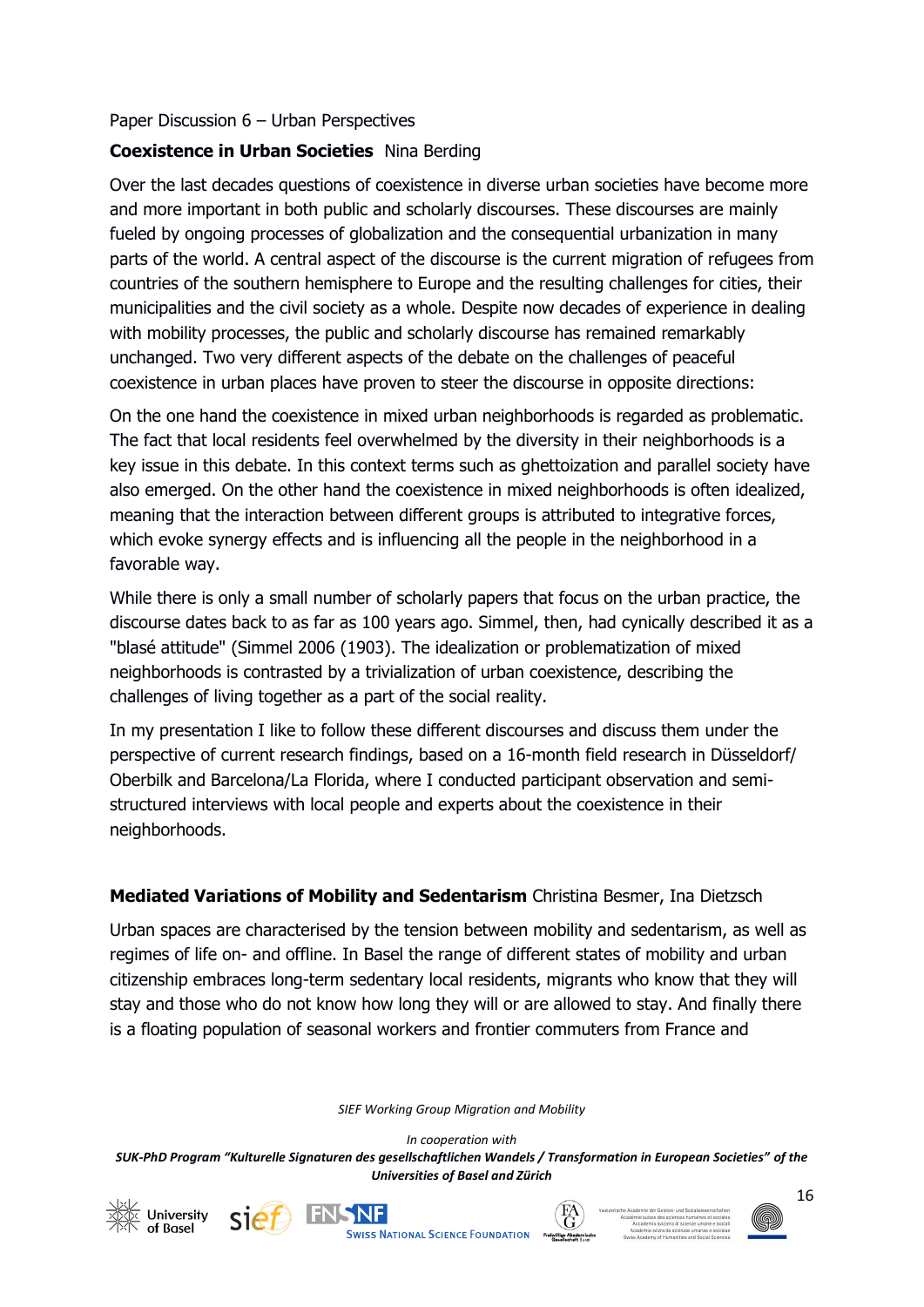Paper Discussion 6 – Urban Perspectives

**Coexistence in Urban Societies** Nina Berding

Over the last decades questions of coexistence in diverse urban societies have become more and more important in both public and scholarly discourses. These discourses are mainly fueled by ongoing processes of globalization and the consequential urbanization in many parts of the world. A central aspect of the discourse is the current migration of refugees from countries of the southern hemisphere to Europe and the resulting challenges for cities, their municipalities and the civil society as a whole. Despite now decades of experience in dealing with mobility processes, the public and scholarly discourse has remained remarkably unchanged. Two very different aspects of the debate on the challenges of peaceful coexistence in urban places have proven to steer the discourse in opposite directions:

On the one hand the coexistence in mixed urban neighborhoods is regarded as problematic. The fact that local residents feel overwhelmed by the diversity in their neighborhoods is a key issue in this debate. In this context terms such as ghettoization and parallel society have also emerged. On the other hand the coexistence in mixed neighborhoods is often idealized, meaning that the interaction between different groups is attributed to integrative forces, which evoke synergy effects and is influencing all the people in the neighborhood in a favorable way.

While there is only a small number of scholarly papers that focus on the urban practice, the discourse dates back to as far as 100 years ago. Simmel, then, had cynically described it as a "blasé attitude" (Simmel 2006 (1903). The idealization or problematization of mixed neighborhoods is contrasted by a trivialization of urban coexistence, describing the challenges of living together as a part of the social reality.

In my presentation I like to follow these different discourses and discuss them under the perspective of current research findings, based on a 16-month field research in Düsseldorf/ Oberbilk and Barcelona/La Florida, where I conducted participant observation and semi-structured interviews with local people and experts about the coexistence in their neighborhoods.

**Mediated Variations of Mobility and Sedentarism** Christina Besmer, Ina Dietzsch

Urban spaces are characterised by the tension between mobility and sedentarism, as well as regimes of life on- and offline. In Basel the range of different states of mobility and urban citizenship embraces long-term sedentary local residents, migrants who know that they will stay and those who do not know how long they will or are allowed to stay. And finally there is a floating population of seasonal workers and frontier commuters from France and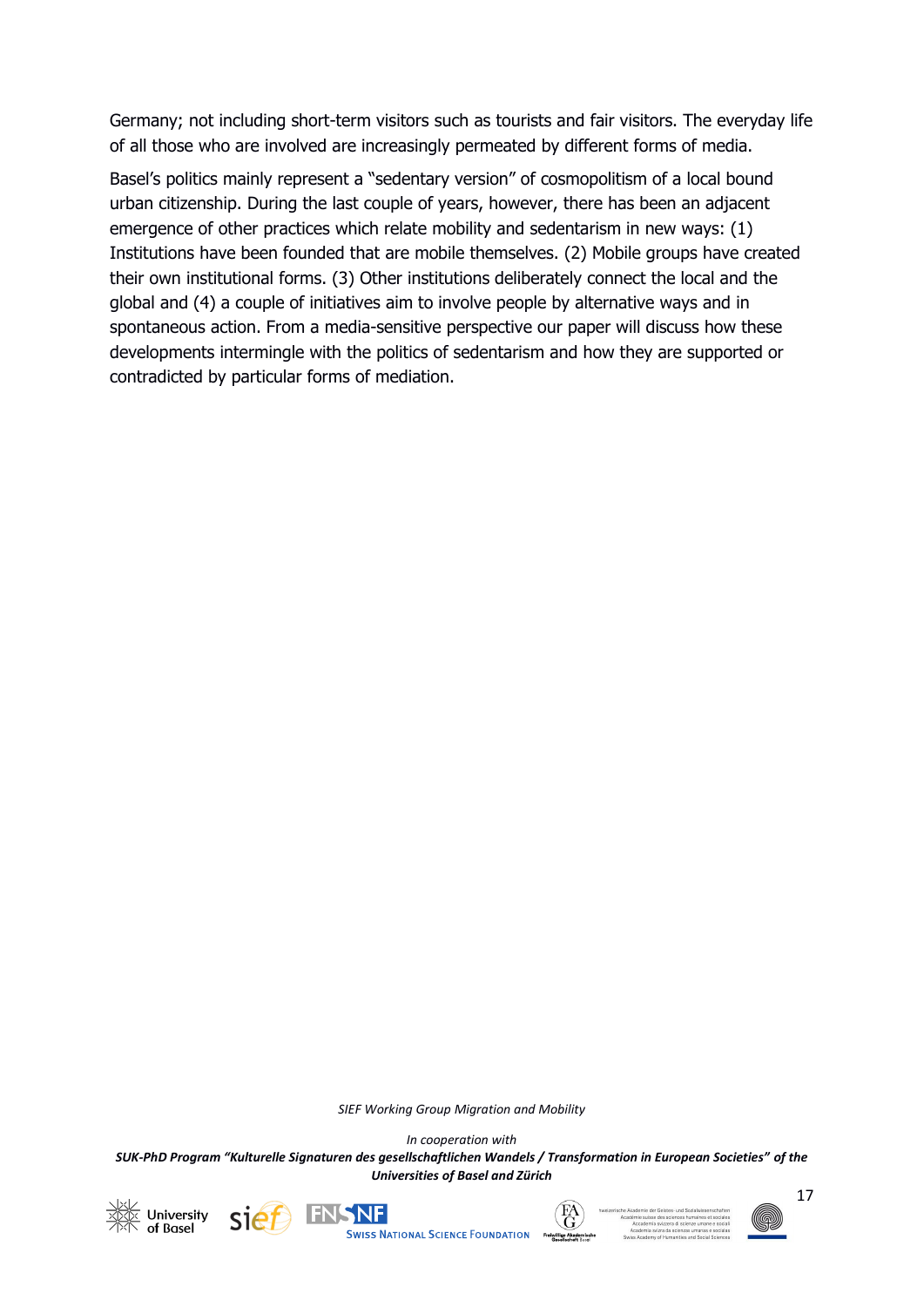Germany; not including short-term visitors such as tourists and fair visitors. The everyday life of all those who are involved are increasingly permeated by different forms of media.

Basel's politics mainly represent a "sedentary version" of cosmopolitism of a local bound urban citizenship. During the last couple of years, however, there has been an adjacent emergence of other practices which relate mobility and sedentarism in new ways: (1) Institutions have been founded that are mobile themselves. (2) Mobile groups have created their own institutional forms. (3) Other institutions deliberately connect the local and the global and (4) a couple of initiatives aim to involve people by alternative ways and in spontaneous action. From a media-sensitive perspective our paper will discuss how these developments intermingle with the politics of sedentarism and how they are supported or contradicted by particular forms of mediation.